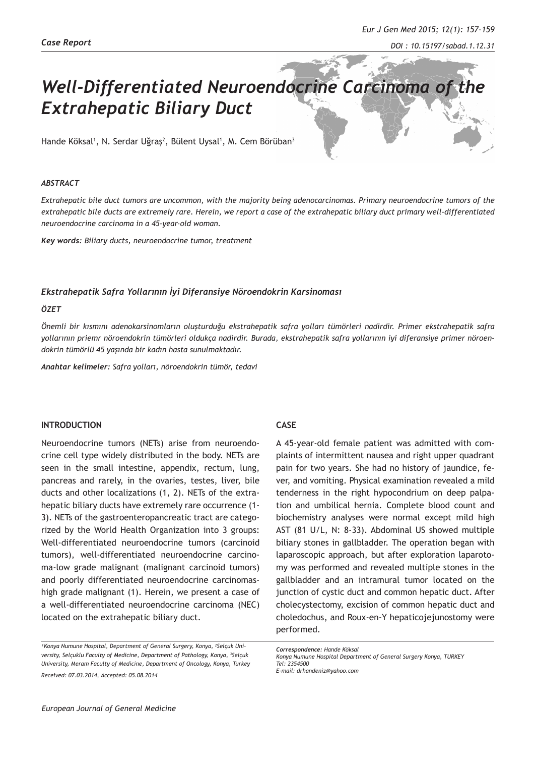*Case Report*

# *Well-Differentiated Neuroendocrine Carcinoma of the Extrahepatic Biliary Duct*

Hande Köksal[1], N. Serdar Uğraş[2], Bülent Uysal[1], M. Cem Börüban[3]

***ABSTRACT***

*Extrahepatic bile duct tumors are uncommon, with the majority being adenocarcinomas. Primary neuroendocrine tumors of the extrahepatic bile ducts are extremely rare. Herein, we report a case of the extrahepatic biliary duct primary well-differentiated neuroendocrine carcinoma in a 45-year-old woman.*

***Key words:*** *Biliary ducts, neuroendocrine tumor, treatment*

***Ekstrahepatik Safra Yollarının İyi Diferansiye Nöroendokrin Karsinoması***

***ÖZET***

*Önemli bir kısmını adenokarsinomların oluşturduğu ekstrahepatik safra yolları tümörleri nadirdir. Primer ekstrahepatik safra yollarının priemr nöroendokrin tümörleri oldukça nadirdir. Burada, ekstrahepatik safra yollarının iyi diferansiye primer nöroendokrin tümörlü 45 yaşında bir kadın hasta sunulmaktadır.*

***Anahtar kelimeler:*** *Safra yolları, nöroendokrin tümör, tedavi*

## INTRODUCTION

Neuroendocrine tumors (NETs) arise from neuroendocrine cell type widely distributed in the body. NETs are seen in the small intestine, appendix, rectum, lung, pancreas and rarely, in the ovaries, testes, liver, bile ducts and other localizations (1, 2). NETs of the extrahepatic biliary ducts have extremely rare occurrence (1-3). NETs of the gastroenteropancreatic tract are categorized by the World Health Organization into 3 groups: Well-differentiated neuroendocrine tumors (carcinoid tumors), well-differentiated neuroendocrine carcinoma-low grade malignant (malignant carcinoid tumors) and poorly differentiated neuroendocrine carcinomas-high grade malignant (1). Herein, we present a case of a well-differentiated neuroendocrine carcinoma (NEC) located on the extrahepatic biliary duct.

## CASE

A 45-year-old female patient was admitted with complaints of intermittent nausea and right upper quadrant pain for two years. She had no history of jaundice, fever, and vomiting. Physical examination revealed a mild tenderness in the right hypochondrium on deep palpation and umbilical hernia. Complete blood count and biochemistry analyses were normal except mild high AST (81 U/L, N: 8-33). Abdominal US showed multiple biliary stones in gallbladder. The operation began with laparoscopic approach, but after exploration laparotomy was performed and revealed multiple stones in the gallbladder and an intramural tumor located on the junction of cystic duct and common hepatic duct. After cholecystectomy, excision of common hepatic duct and choledochus, and Roux-en-Y hepaticojejunostomy were performed.

*[1]Konya Numune Hospital, Department of General Surgery, Konya, [2]Selçuk University, Selçuklu Faculty of Medicine, Department of Pathology, Konya, [3]Selçuk University, Meram Faculty of Medicine, Department of Oncology, Konya, Turkey*

*Received: 07.03.2014, Accepted: 05.08.2014*

***Correspondence:*** *Hande Köksal*
*Konya Numune Hospital Department of General Surgery Konya, TURKEY*
*Tel: 2354500*
*E-mail: drhandeniz@yahoo.com*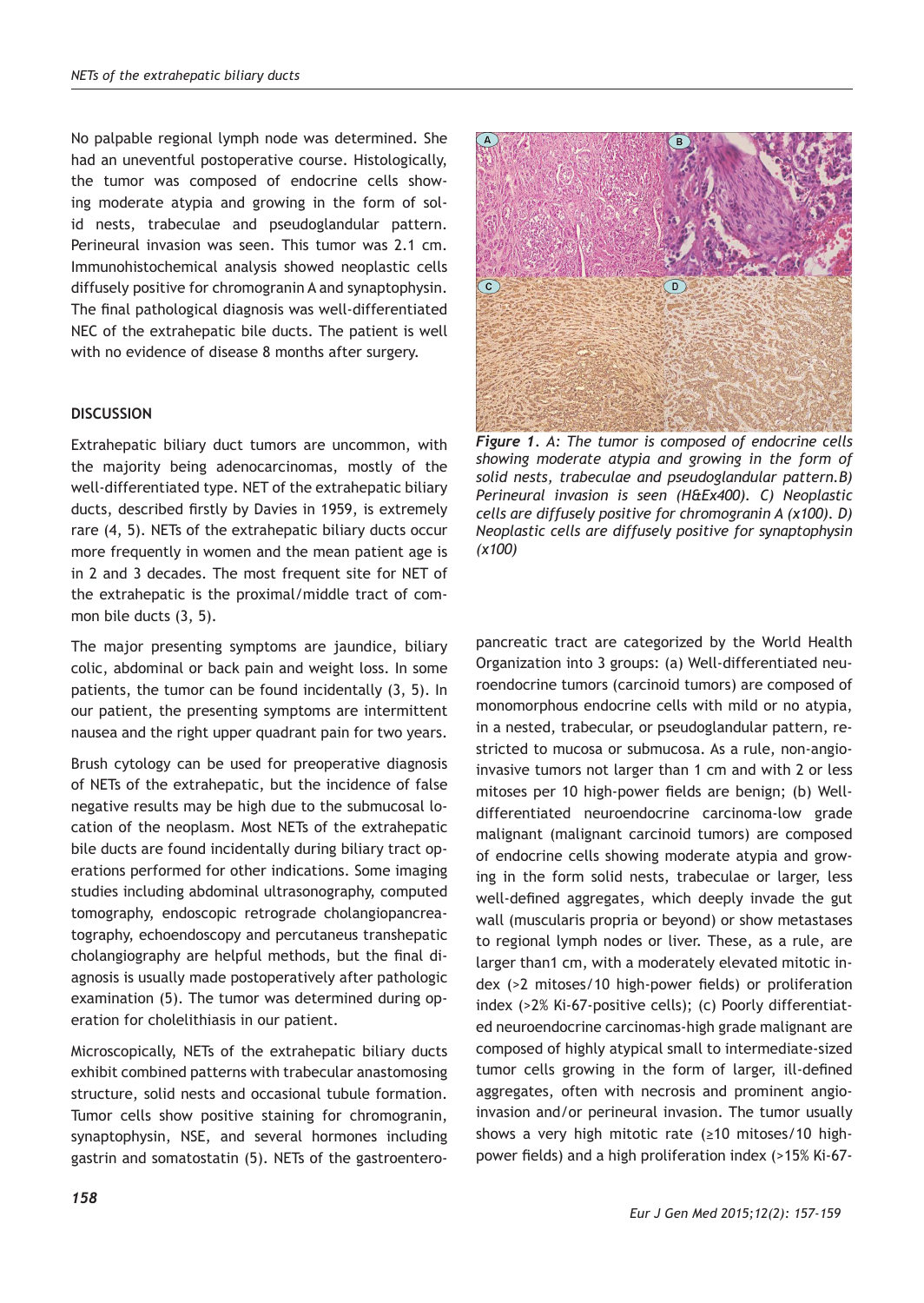No palpable regional lymph node was determined. She had an uneventful postoperative course. Histologically, the tumor was composed of endocrine cells showing moderate atypia and growing in the form of solid nests, trabeculae and pseudoglandular pattern. Perineural invasion was seen. This tumor was 2.1 cm. Immunohistochemical analysis showed neoplastic cells diffusely positive for chromogranin A and synaptophysin. The final pathological diagnosis was well-differentiated NEC of the extrahepatic bile ducts. The patient is well with no evidence of disease 8 months after surgery.

*Figure 1. A: The tumor is composed of endocrine cells showing moderate atypia and growing in the form of solid nests, trabeculae and pseudoglandular pattern.B) Perineural invasion is seen (H&Ex400). C) Neoplastic cells are diffusely positive for chromogranin A (x100). D) Neoplastic cells are diffusely positive for synaptophysin (x100)*

## DISCUSSION

Extrahepatic biliary duct tumors are uncommon, with the majority being adenocarcinomas, mostly of the well-differentiated type. NET of the extrahepatic biliary ducts, described firstly by Davies in 1959, is extremely rare (4, 5). NETs of the extrahepatic biliary ducts occur more frequently in women and the mean patient age is in 2 and 3 decades. The most frequent site for NET of the extrahepatic is the proximal/middle tract of common bile ducts (3, 5).

The major presenting symptoms are jaundice, biliary colic, abdominal or back pain and weight loss. In some patients, the tumor can be found incidentally (3, 5). In our patient, the presenting symptoms are intermittent nausea and the right upper quadrant pain for two years.

Brush cytology can be used for preoperative diagnosis of NETs of the extrahepatic, but the incidence of false negative results may be high due to the submucosal location of the neoplasm. Most NETs of the extrahepatic bile ducts are found incidentally during biliary tract operations performed for other indications. Some imaging studies including abdominal ultrasonography, computed tomography, endoscopic retrograde cholangiopancreatography, echoendoscopy and percutaneus transhepatic cholangiography are helpful methods, but the final diagnosis is usually made postoperatively after pathologic examination (5). The tumor was determined during operation for cholelithiasis in our patient.

Microscopically, NETs of the extrahepatic biliary ducts exhibit combined patterns with trabecular anastomosing structure, solid nests and occasional tubule formation. Tumor cells show positive staining for chromogranin, synaptophysin, NSE, and several hormones including gastrin and somatostatin (5). NETs of the gastroenteropancreatic tract are categorized by the World Health Organization into 3 groups: (a) Well-differentiated neuroendocrine tumors (carcinoid tumors) are composed of monomorphous endocrine cells with mild or no atypia, in a nested, trabecular, or pseudoglandular pattern, restricted to mucosa or submucosa. As a rule, non-angioinvasive tumors not larger than 1 cm and with 2 or less mitoses per 10 high-power fields are benign; (b) Well-differentiated neuroendocrine carcinoma-low grade malignant (malignant carcinoid tumors) are composed of endocrine cells showing moderate atypia and growing in the form solid nests, trabeculae or larger, less well-defined aggregates, which deeply invade the gut wall (muscularis propria or beyond) or show metastases to regional lymph nodes or liver. These, as a rule, are larger than1 cm, with a moderately elevated mitotic index (>2 mitoses/10 high-power fields) or proliferation index (>2% Ki-67-positive cells); (c) Poorly differentiated neuroendocrine carcinomas-high grade malignant are composed of highly atypical small to intermediate-sized tumor cells growing in the form of larger, ill-defined aggregates, often with necrosis and prominent angioinvasion and/or perineural invasion. The tumor usually shows a very high mitotic rate (≥10 mitoses/10 high-power fields) and a high proliferation index (>15% Ki-67-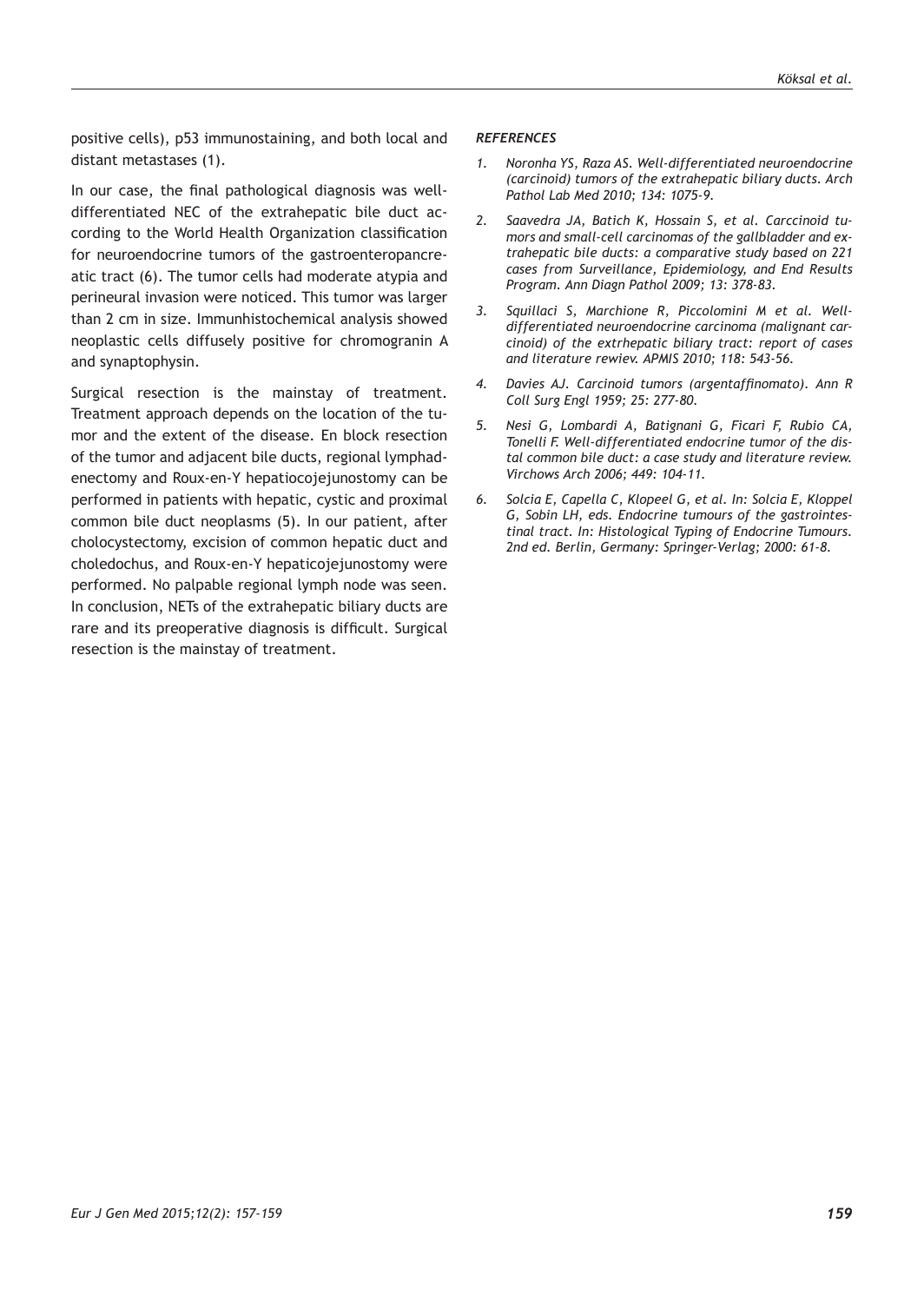positive cells), p53 immunostaining, and both local and distant metastases (1).

In our case, the final pathological diagnosis was well-differentiated NEC of the extrahepatic bile duct according to the World Health Organization classification for neuroendocrine tumors of the gastroenteropancreatic tract (6). The tumor cells had moderate atypia and perineural invasion were noticed. This tumor was larger than 2 cm in size. Immunhistochemical analysis showed neoplastic cells diffusely positive for chromogranin A and synaptophysin.

Surgical resection is the mainstay of treatment. Treatment approach depends on the location of the tumor and the extent of the disease. En block resection of the tumor and adjacent bile ducts, regional lymphadenectomy and Roux-en-Y hepatiocojejunostomy can be performed in patients with hepatic, cystic and proximal common bile duct neoplasms (5). In our patient, after cholocystectomy, excision of common hepatic duct and choledochus, and Roux-en-Y hepaticojejunostomy were performed. No palpable regional lymph node was seen. In conclusion, NETs of the extrahepatic biliary ducts are rare and its preoperative diagnosis is difficult. Surgical resection is the mainstay of treatment.

***REFERENCES***

1. *Noronha YS, Raza AS. Well-differentiated neuroendocrine (carcinoid) tumors of the extrahepatic biliary ducts. Arch Pathol Lab Med 2010; 134: 1075-9.*
2. *Saavedra JA, Batich K, Hossain S, et al. Carccinoid tumors and small-cell carcinomas of the gallbladder and extrahepatic bile ducts: a comparative study based on 221 cases from Surveillance, Epidemiology, and End Results Program. Ann Diagn Pathol 2009; 13: 378-83.*
3. *Squillaci S, Marchione R, Piccolomini M et al. Well-differentiated neuroendocrine carcinoma (malignant carcinoid) of the extrhepatic biliary tract: report of cases and literature rewiev. APMIS 2010; 118: 543-56.*
4. *Davies AJ. Carcinoid tumors (argentaffinomato). Ann R Coll Surg Engl 1959; 25: 277-80.*
5. *Nesi G, Lombardi A, Batignani G, Ficari F, Rubio CA, Tonelli F. Well-differentiated endocrine tumor of the distal common bile duct: a case study and literature review. Virchows Arch 2006; 449: 104-11.*
6. *Solcia E, Capella C, Klopeel G, et al. In: Solcia E, Kloppel G, Sobin LH, eds. Endocrine tumours of the gastrointestinal tract. In: Histological Typing of Endocrine Tumours. 2nd ed. Berlin, Germany: Springer-Verlag; 2000: 61-8.*